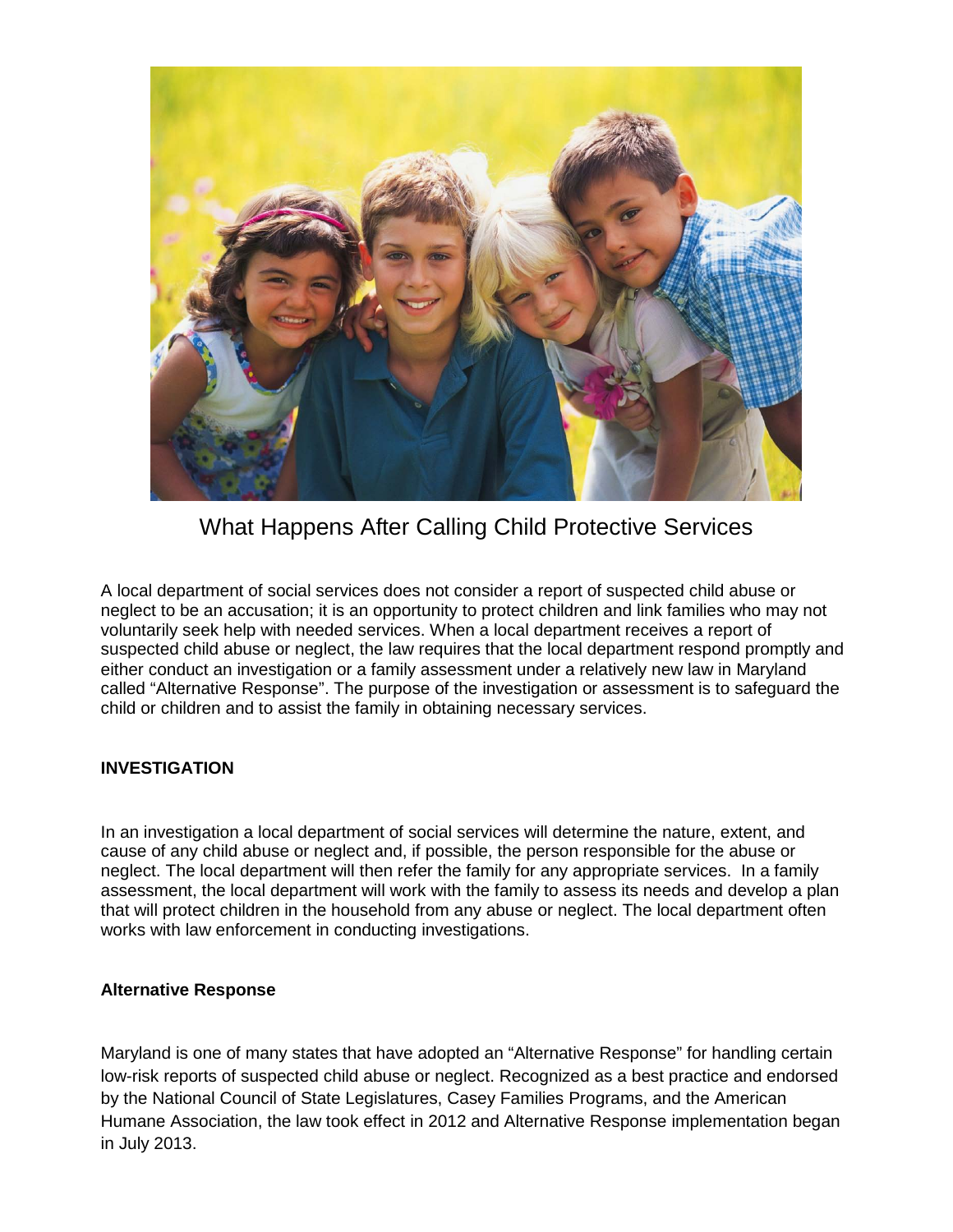# What Happens After Calling Child Protective Services

A local department of social services does not consider a report of suspected child abuse or neglect to be an accusation; it is an opportunity to protect children and link families who may not voluntarily seek help with needed services. When a local department receives a report of suspected child abuse or neglect, the law requires that the local department respond promptly and either conduct an investigation or a family assessment under a relatively new law in Maryland called "Alternative Response". The purpose of the investigation or assessment is to safeguard the child or children and to assist the family in obtaining necessary services.

## INVESTIGATION

In an investigation a local department of social services will determine the nature, extent, and cause of any child abuse or neglect and, if possible, the person responsible for the abuse or neglect. The local department will then refer the family for any appropriate services. In a family assessment, the local department will work with the family to assess its needs and develop a plan that will protect children in the household from any abuse or neglect. The local department often works with law enforcement in conducting investigations.

### Alternative Response

Maryland is one of many states that have adopted an "Alternative Response" for handling certain low-risk reports of suspected child abuse or neglect. Recognized as a best practice and endorsed by the National Council of State Legislatures, Casey Families Programs, and the American Humane Association, the law took effect in 2012 and Alternative Response implementation began in July 2013.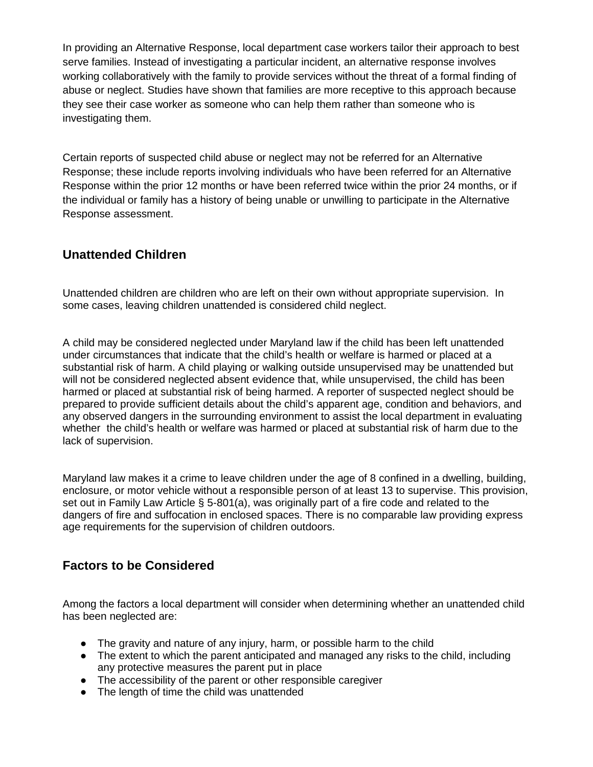In providing an Alternative Response, local department case workers tailor their approach to best serve families. Instead of investigating a particular incident, an alternative response involves working collaboratively with the family to provide services without the threat of a formal finding of abuse or neglect. Studies have shown that families are more receptive to this approach because they see their case worker as someone who can help them rather than someone who is investigating them.

Certain reports of suspected child abuse or neglect may not be referred for an Alternative Response; these include reports involving individuals who have been referred for an Alternative Response within the prior 12 months or have been referred twice within the prior 24 months, or if the individual or family has a history of being unable or unwilling to participate in the Alternative Response assessment.

## Unattended Children

Unattended children are children who are left on their own without appropriate supervision. In some cases, leaving children unattended is considered child neglect.

A child may be considered neglected under Maryland law if the child has been left unattended under circumstances that indicate that the child's health or welfare is harmed or placed at a substantial risk of harm. A child playing or walking outside unsupervised may be unattended but will not be considered neglected absent evidence that, while unsupervised, the child has been harmed or placed at substantial risk of being harmed. A reporter of suspected neglect should be prepared to provide sufficient details about the child's apparent age, condition and behaviors, and any observed dangers in the surrounding environment to assist the local department in evaluating whether the child's health or welfare was harmed or placed at substantial risk of harm due to the lack of supervision.

Maryland law makes it a crime to leave children under the age of 8 confined in a dwelling, building, enclosure, or motor vehicle without a responsible person of at least 13 to supervise. This provision, set out in Family Law Article § 5-801(a), was originally part of a fire code and related to the dangers of fire and suffocation in enclosed spaces. There is no comparable law providing express age requirements for the supervision of children outdoors.

## Factors to be Considered

Among the factors a local department will consider when determining whether an unattended child has been neglected are:

- The gravity and nature of any injury, harm, or possible harm to the child
- The extent to which the parent anticipated and managed any risks to the child, including any protective measures the parent put in place
- The accessibility of the parent or other responsible caregiver
- The length of time the child was unattended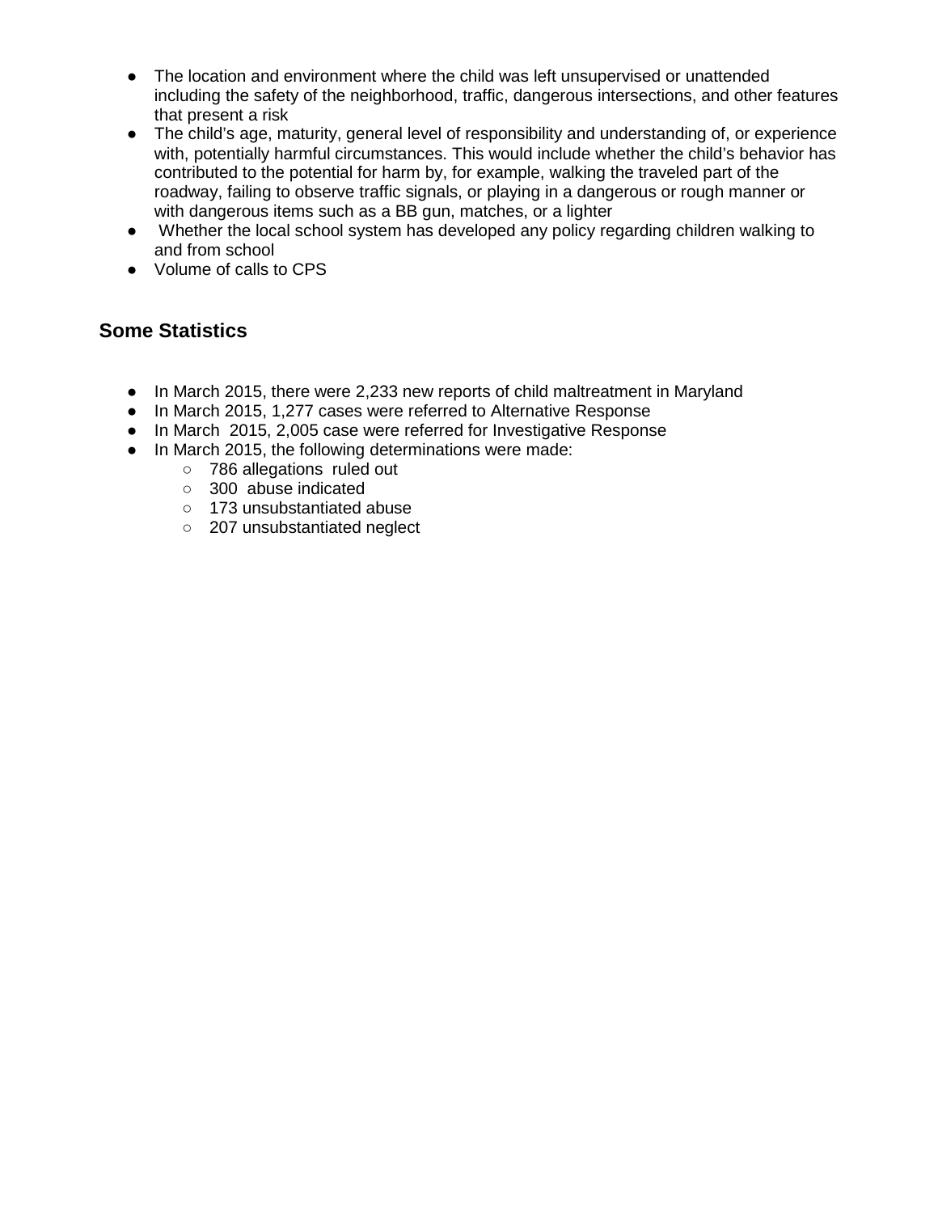- The location and environment where the child was left unsupervised or unattended including the safety of the neighborhood, traffic, dangerous intersections, and other features that present a risk
- The child's age, maturity, general level of responsibility and understanding of, or experience with, potentially harmful circumstances. This would include whether the child's behavior has contributed to the potential for harm by, for example, walking the traveled part of the roadway, failing to observe traffic signals, or playing in a dangerous or rough manner or with dangerous items such as a BB gun, matches, or a lighter
- Whether the local school system has developed any policy regarding children walking to and from school
- Volume of calls to CPS

## Some Statistics

- In March 2015, there were 2,233 new reports of child maltreatment in Maryland
- In March 2015, 1,277 cases were referred to Alternative Response
- In March 2015, 2,005 case were referred for Investigative Response
- In March 2015, the following determinations were made:
  - 786 allegations ruled out
  - 300 abuse indicated
  - 173 unsubstantiated abuse
  - 207 unsubstantiated neglect